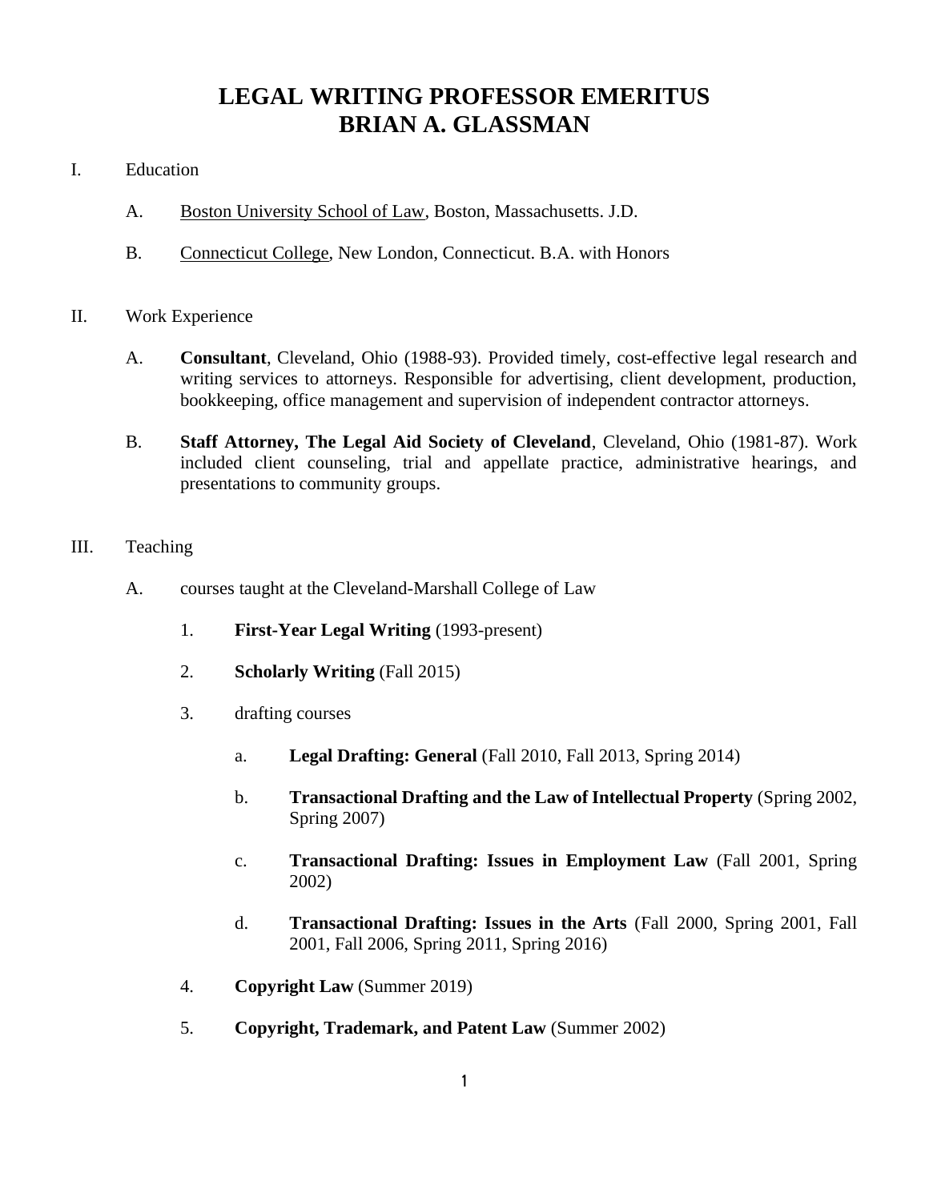# LEGAL WRITING PROFESSOR EMERITUS
# BRIAN A. GLASSMAN

I. Education

  A. Boston University School of Law, Boston, Massachusetts. J.D.

  B. Connecticut College, New London, Connecticut. B.A. with Honors

II. Work Experience

  A. **Consultant**, Cleveland, Ohio (1988-93). Provided timely, cost-effective legal research and writing services to attorneys. Responsible for advertising, client development, production, bookkeeping, office management and supervision of independent contractor attorneys.

  B. **Staff Attorney, The Legal Aid Society of Cleveland**, Cleveland, Ohio (1981-87). Work included client counseling, trial and appellate practice, administrative hearings, and presentations to community groups.

III. Teaching

  A. courses taught at the Cleveland-Marshall College of Law

    1. **First-Year Legal Writing** (1993-present)

    2. **Scholarly Writing** (Fall 2015)

    3. drafting courses

      a. **Legal Drafting: General** (Fall 2010, Fall 2013, Spring 2014)

      b. **Transactional Drafting and the Law of Intellectual Property** (Spring 2002, Spring 2007)

      c. **Transactional Drafting: Issues in Employment Law** (Fall 2001, Spring 2002)

      d. **Transactional Drafting: Issues in the Arts** (Fall 2000, Spring 2001, Fall 2001, Fall 2006, Spring 2011, Spring 2016)

    4. **Copyright Law** (Summer 2019)

    5. **Copyright, Trademark, and Patent Law** (Summer 2002)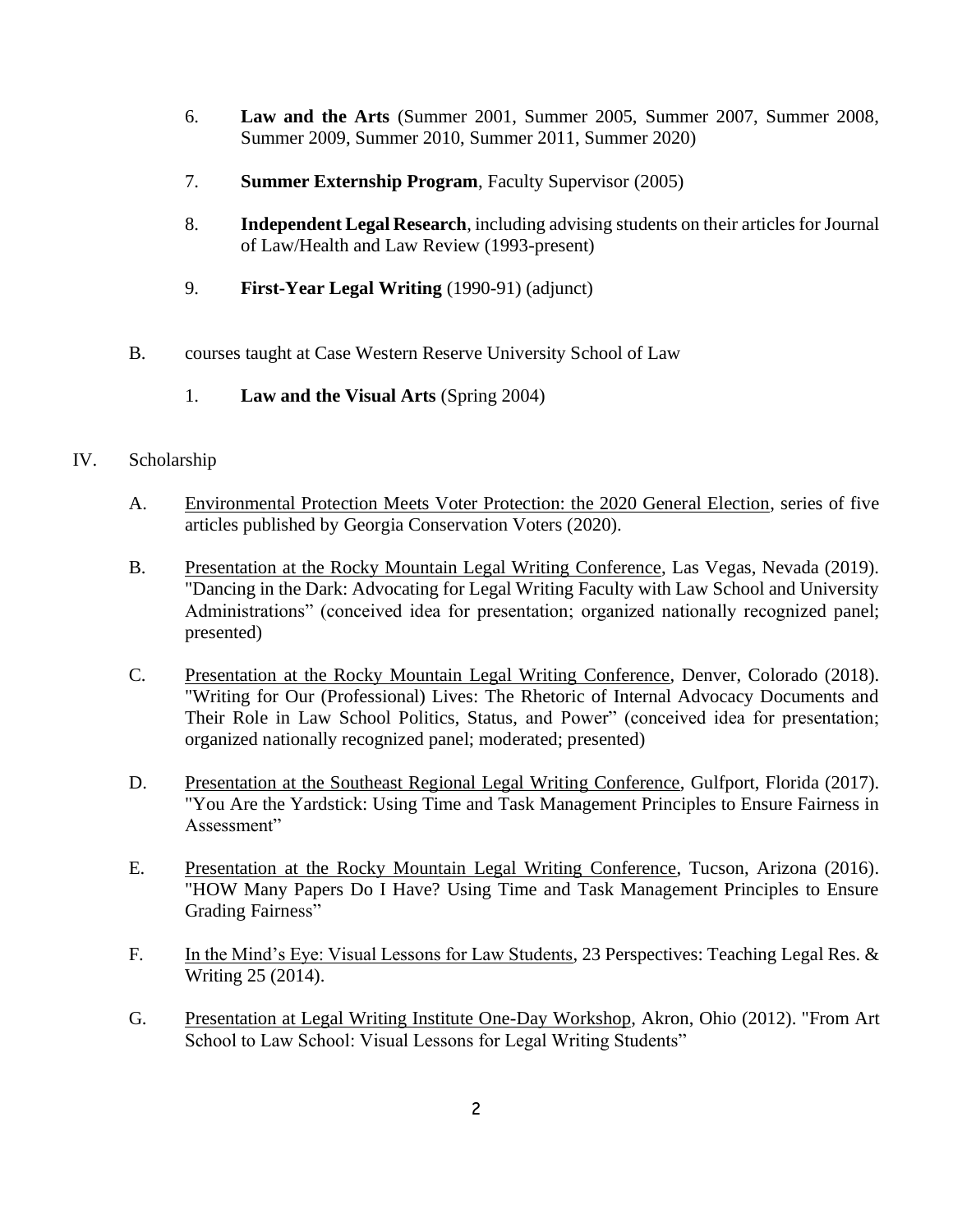6. **Law and the Arts** (Summer 2001, Summer 2005, Summer 2007, Summer 2008, Summer 2009, Summer 2010, Summer 2011, Summer 2020)

7. **Summer Externship Program**, Faculty Supervisor (2005)

8. **Independent Legal Research**, including advising students on their articles for Journal of Law/Health and Law Review (1993-present)

9. **First-Year Legal Writing** (1990-91) (adjunct)

B. courses taught at Case Western Reserve University School of Law

1. **Law and the Visual Arts** (Spring 2004)

IV. Scholarship

A. Environmental Protection Meets Voter Protection: the 2020 General Election, series of five articles published by Georgia Conservation Voters (2020).

B. Presentation at the Rocky Mountain Legal Writing Conference, Las Vegas, Nevada (2019). "Dancing in the Dark: Advocating for Legal Writing Faculty with Law School and University Administrations" (conceived idea for presentation; organized nationally recognized panel; presented)

C. Presentation at the Rocky Mountain Legal Writing Conference, Denver, Colorado (2018). "Writing for Our (Professional) Lives: The Rhetoric of Internal Advocacy Documents and Their Role in Law School Politics, Status, and Power" (conceived idea for presentation; organized nationally recognized panel; moderated; presented)

D. Presentation at the Southeast Regional Legal Writing Conference, Gulfport, Florida (2017). "You Are the Yardstick: Using Time and Task Management Principles to Ensure Fairness in Assessment"

E. Presentation at the Rocky Mountain Legal Writing Conference, Tucson, Arizona (2016). "HOW Many Papers Do I Have? Using Time and Task Management Principles to Ensure Grading Fairness"

F. In the Mind's Eye: Visual Lessons for Law Students, 23 Perspectives: Teaching Legal Res. & Writing 25 (2014).

G. Presentation at Legal Writing Institute One-Day Workshop, Akron, Ohio (2012). "From Art School to Law School: Visual Lessons for Legal Writing Students"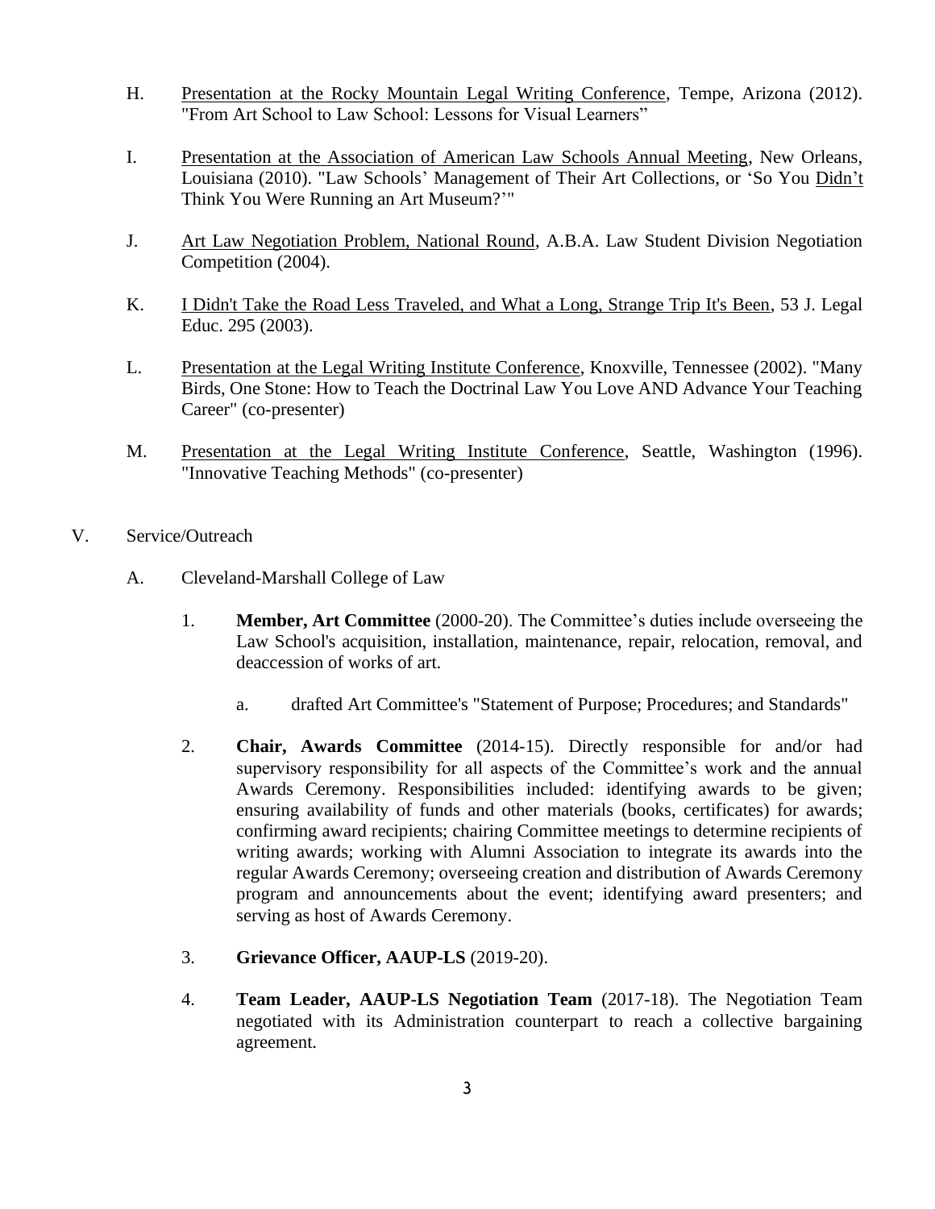H. Presentation at the Rocky Mountain Legal Writing Conference, Tempe, Arizona (2012). "From Art School to Law School: Lessons for Visual Learners"

I. Presentation at the Association of American Law Schools Annual Meeting, New Orleans, Louisiana (2010). "Law Schools' Management of Their Art Collections, or 'So You Didn't Think You Were Running an Art Museum?'"

J. Art Law Negotiation Problem, National Round, A.B.A. Law Student Division Negotiation Competition (2004).

K. I Didn't Take the Road Less Traveled, and What a Long, Strange Trip It's Been, 53 J. Legal Educ. 295 (2003).

L. Presentation at the Legal Writing Institute Conference, Knoxville, Tennessee (2002). "Many Birds, One Stone: How to Teach the Doctrinal Law You Love AND Advance Your Teaching Career" (co-presenter)

M. Presentation at the Legal Writing Institute Conference, Seattle, Washington (1996). "Innovative Teaching Methods" (co-presenter)

V. Service/Outreach

A. Cleveland-Marshall College of Law

1. **Member, Art Committee** (2000-20). The Committee's duties include overseeing the Law School's acquisition, installation, maintenance, repair, relocation, removal, and deaccession of works of art.

    a. drafted Art Committee's "Statement of Purpose; Procedures; and Standards"

2. **Chair, Awards Committee** (2014-15). Directly responsible for and/or had supervisory responsibility for all aspects of the Committee's work and the annual Awards Ceremony. Responsibilities included: identifying awards to be given; ensuring availability of funds and other materials (books, certificates) for awards; confirming award recipients; chairing Committee meetings to determine recipients of writing awards; working with Alumni Association to integrate its awards into the regular Awards Ceremony; overseeing creation and distribution of Awards Ceremony program and announcements about the event; identifying award presenters; and serving as host of Awards Ceremony.

3. **Grievance Officer, AAUP-LS** (2019-20).

4. **Team Leader, AAUP-LS Negotiation Team** (2017-18). The Negotiation Team negotiated with its Administration counterpart to reach a collective bargaining agreement.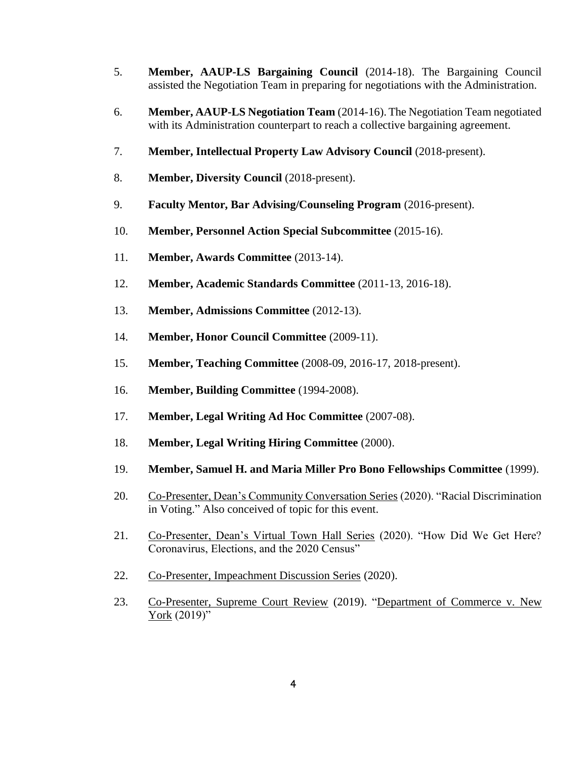5. **Member, AAUP-LS Bargaining Council** (2014-18). The Bargaining Council assisted the Negotiation Team in preparing for negotiations with the Administration.

6. **Member, AAUP-LS Negotiation Team** (2014-16). The Negotiation Team negotiated with its Administration counterpart to reach a collective bargaining agreement.

7. **Member, Intellectual Property Law Advisory Council** (2018-present).

8. **Member, Diversity Council** (2018-present).

9. **Faculty Mentor, Bar Advising/Counseling Program** (2016-present).

10. **Member, Personnel Action Special Subcommittee** (2015-16).

11. **Member, Awards Committee** (2013-14).

12. **Member, Academic Standards Committee** (2011-13, 2016-18).

13. **Member, Admissions Committee** (2012-13).

14. **Member, Honor Council Committee** (2009-11).

15. **Member, Teaching Committee** (2008-09, 2016-17, 2018-present).

16. **Member, Building Committee** (1994-2008).

17. **Member, Legal Writing Ad Hoc Committee** (2007-08).

18. **Member, Legal Writing Hiring Committee** (2000).

19. **Member, Samuel H. and Maria Miller Pro Bono Fellowships Committee** (1999).

20. <u>Co-Presenter, Dean's Community Conversation Series</u> (2020). "Racial Discrimination in Voting." Also conceived of topic for this event.

21. <u>Co-Presenter, Dean's Virtual Town Hall Series</u> (2020). "How Did We Get Here? Coronavirus, Elections, and the 2020 Census"

22. <u>Co-Presenter, Impeachment Discussion Series</u> (2020).

23. <u>Co-Presenter, Supreme Court Review</u> (2019). "<u>Department of Commerce v. New York</u> (2019)"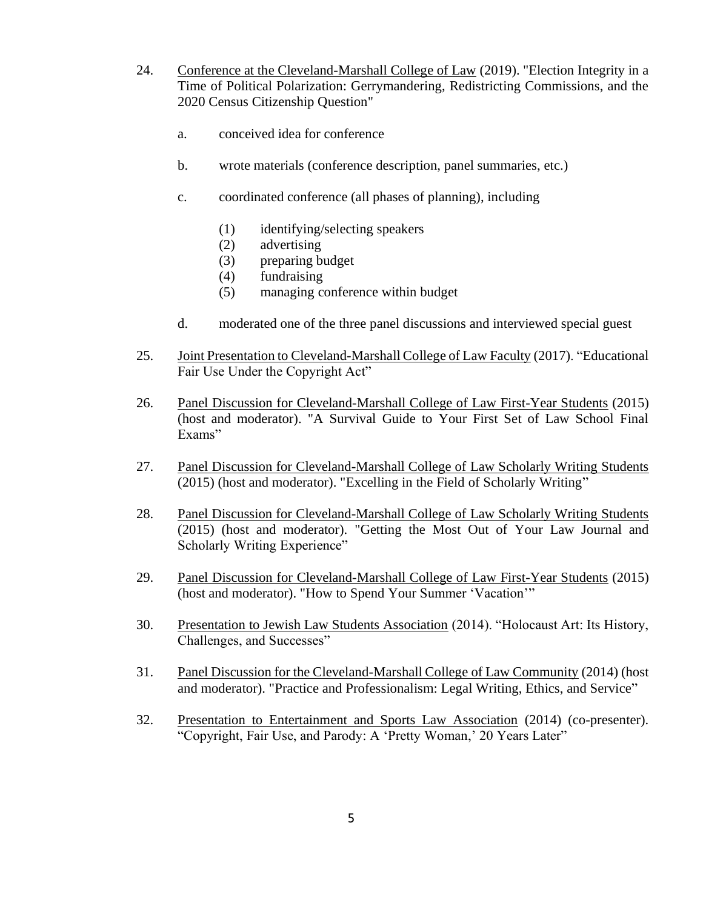24. Conference at the Cleveland-Marshall College of Law (2019). "Election Integrity in a Time of Political Polarization: Gerrymandering, Redistricting Commissions, and the 2020 Census Citizenship Question"

    a. conceived idea for conference

    b. wrote materials (conference description, panel summaries, etc.)

    c. coordinated conference (all phases of planning), including

        (1) identifying/selecting speakers
        (2) advertising
        (3) preparing budget
        (4) fundraising
        (5) managing conference within budget

    d. moderated one of the three panel discussions and interviewed special guest

25. Joint Presentation to Cleveland-Marshall College of Law Faculty (2017). "Educational Fair Use Under the Copyright Act"

26. Panel Discussion for Cleveland-Marshall College of Law First-Year Students (2015) (host and moderator). "A Survival Guide to Your First Set of Law School Final Exams"

27. Panel Discussion for Cleveland-Marshall College of Law Scholarly Writing Students (2015) (host and moderator). "Excelling in the Field of Scholarly Writing"

28. Panel Discussion for Cleveland-Marshall College of Law Scholarly Writing Students (2015) (host and moderator). "Getting the Most Out of Your Law Journal and Scholarly Writing Experience"

29. Panel Discussion for Cleveland-Marshall College of Law First-Year Students (2015) (host and moderator). "How to Spend Your Summer 'Vacation'"

30. Presentation to Jewish Law Students Association (2014). "Holocaust Art: Its History, Challenges, and Successes"

31. Panel Discussion for the Cleveland-Marshall College of Law Community (2014) (host and moderator). "Practice and Professionalism: Legal Writing, Ethics, and Service"

32. Presentation to Entertainment and Sports Law Association (2014) (co-presenter). "Copyright, Fair Use, and Parody: A 'Pretty Woman,' 20 Years Later"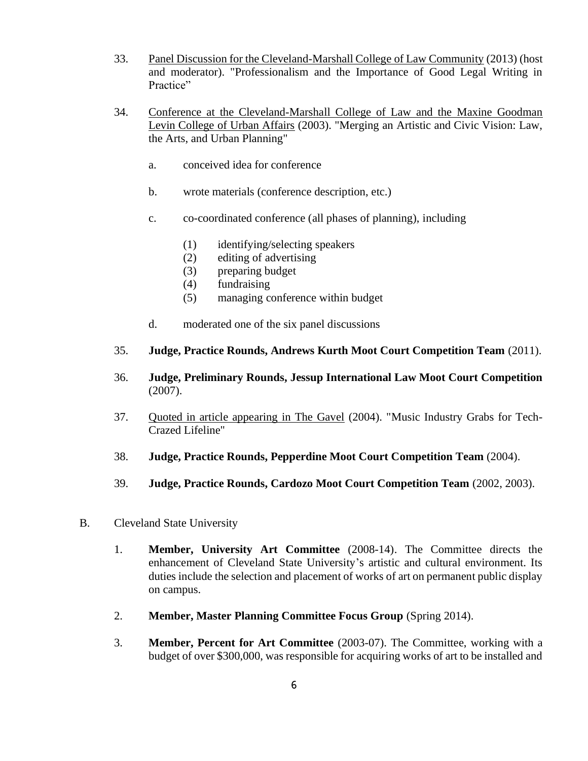33. <u>Panel Discussion for the Cleveland-Marshall College of Law Community</u> (2013) (host and moderator). "Professionalism and the Importance of Good Legal Writing in Practice"

34. <u>Conference at the Cleveland-Marshall College of Law and the Maxine Goodman Levin College of Urban Affairs</u> (2003). "Merging an Artistic and Civic Vision: Law, the Arts, and Urban Planning"

    a. conceived idea for conference

    b. wrote materials (conference description, etc.)

    c. co-coordinated conference (all phases of planning), including

        (1) identifying/selecting speakers
        (2) editing of advertising
        (3) preparing budget
        (4) fundraising
        (5) managing conference within budget

    d. moderated one of the six panel discussions

35. **Judge, Practice Rounds, Andrews Kurth Moot Court Competition Team** (2011).

36. **Judge, Preliminary Rounds, Jessup International Law Moot Court Competition** (2007).

37. <u>Quoted in article appearing in The Gavel</u> (2004). "Music Industry Grabs for Tech-Crazed Lifeline"

38. **Judge, Practice Rounds, Pepperdine Moot Court Competition Team** (2004).

39. **Judge, Practice Rounds, Cardozo Moot Court Competition Team** (2002, 2003).

B. Cleveland State University

1. **Member, University Art Committee** (2008-14). The Committee directs the enhancement of Cleveland State University's artistic and cultural environment. Its duties include the selection and placement of works of art on permanent public display on campus.

2. **Member, Master Planning Committee Focus Group** (Spring 2014).

3. **Member, Percent for Art Committee** (2003-07). The Committee, working with a budget of over $300,000, was responsible for acquiring works of art to be installed and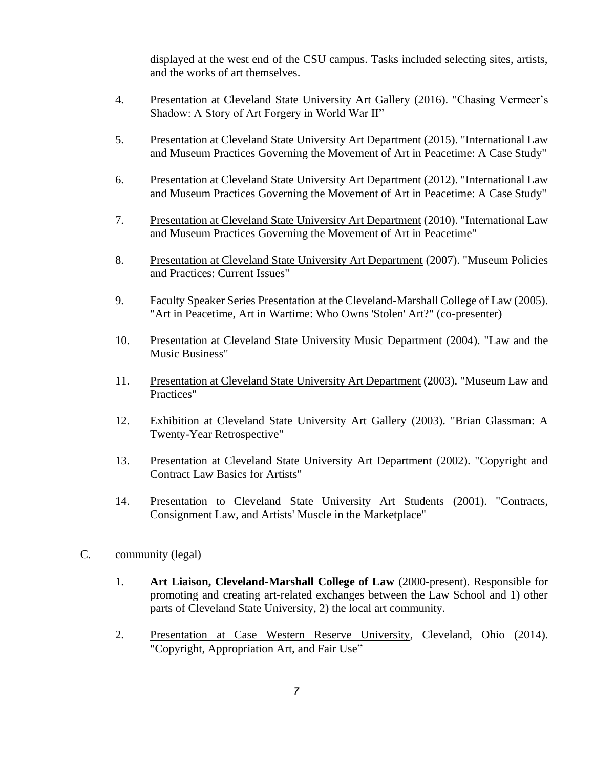displayed at the west end of the CSU campus. Tasks included selecting sites, artists, and the works of art themselves.

4. Presentation at Cleveland State University Art Gallery (2016). "Chasing Vermeer's Shadow: A Story of Art Forgery in World War II"

5. Presentation at Cleveland State University Art Department (2015). "International Law and Museum Practices Governing the Movement of Art in Peacetime: A Case Study"

6. Presentation at Cleveland State University Art Department (2012). "International Law and Museum Practices Governing the Movement of Art in Peacetime: A Case Study"

7. Presentation at Cleveland State University Art Department (2010). "International Law and Museum Practices Governing the Movement of Art in Peacetime"

8. Presentation at Cleveland State University Art Department (2007). "Museum Policies and Practices: Current Issues"

9. Faculty Speaker Series Presentation at the Cleveland-Marshall College of Law (2005). "Art in Peacetime, Art in Wartime: Who Owns 'Stolen' Art?" (co-presenter)

10. Presentation at Cleveland State University Music Department (2004). "Law and the Music Business"

11. Presentation at Cleveland State University Art Department (2003). "Museum Law and Practices"

12. Exhibition at Cleveland State University Art Gallery (2003). "Brian Glassman: A Twenty-Year Retrospective"

13. Presentation at Cleveland State University Art Department (2002). "Copyright and Contract Law Basics for Artists"

14. Presentation to Cleveland State University Art Students (2001). "Contracts, Consignment Law, and Artists' Muscle in the Marketplace"

C. community (legal)

1. **Art Liaison, Cleveland-Marshall College of Law** (2000-present). Responsible for promoting and creating art-related exchanges between the Law School and 1) other parts of Cleveland State University, 2) the local art community.

2. Presentation at Case Western Reserve University, Cleveland, Ohio (2014). "Copyright, Appropriation Art, and Fair Use"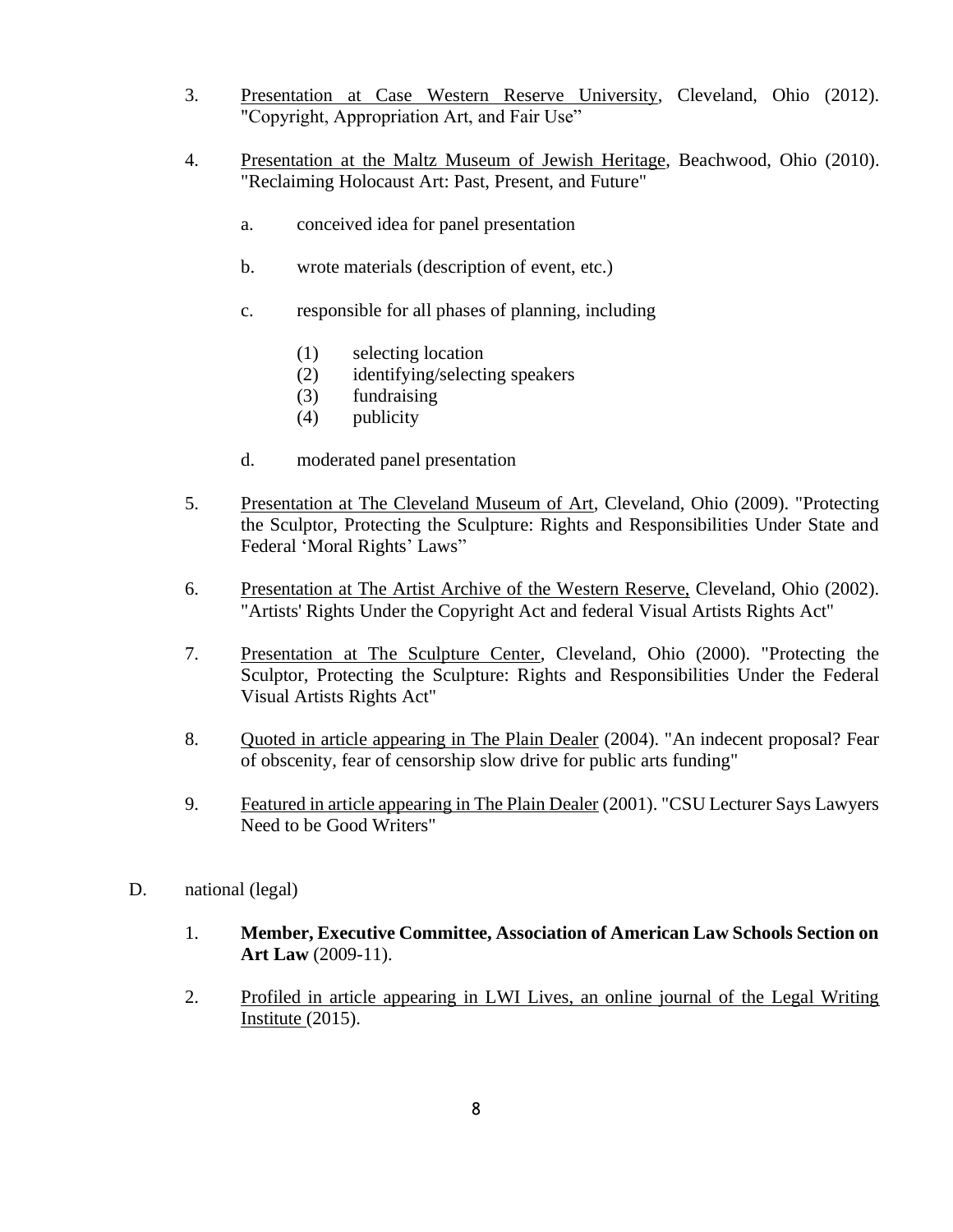3. <u>Presentation at Case Western Reserve University</u>, Cleveland, Ohio (2012). "Copyright, Appropriation Art, and Fair Use"

4. <u>Presentation at the Maltz Museum of Jewish Heritage</u>, Beachwood, Ohio (2010). "Reclaiming Holocaust Art: Past, Present, and Future"

    a. conceived idea for panel presentation

    b. wrote materials (description of event, etc.)

    c. responsible for all phases of planning, including

        (1) selecting location
        (2) identifying/selecting speakers
        (3) fundraising
        (4) publicity

    d. moderated panel presentation

5. <u>Presentation at The Cleveland Museum of Art</u>, Cleveland, Ohio (2009). "Protecting the Sculptor, Protecting the Sculpture: Rights and Responsibilities Under State and Federal 'Moral Rights' Laws"

6. <u>Presentation at The Artist Archive of the Western Reserve,</u> Cleveland, Ohio (2002). "Artists' Rights Under the Copyright Act and federal Visual Artists Rights Act"

7. <u>Presentation at The Sculpture Center</u>, Cleveland, Ohio (2000). "Protecting the Sculptor, Protecting the Sculpture: Rights and Responsibilities Under the Federal Visual Artists Rights Act"

8. <u>Quoted in article appearing in The Plain Dealer</u> (2004). "An indecent proposal? Fear of obscenity, fear of censorship slow drive for public arts funding"

9. <u>Featured in article appearing in The Plain Dealer</u> (2001). "CSU Lecturer Says Lawyers Need to be Good Writers"

D. national (legal)

1. **Member, Executive Committee, Association of American Law Schools Section on Art Law** (2009-11).

2. <u>Profiled in article appearing in LWI Lives, an online journal of the Legal Writing Institute</u> (2015).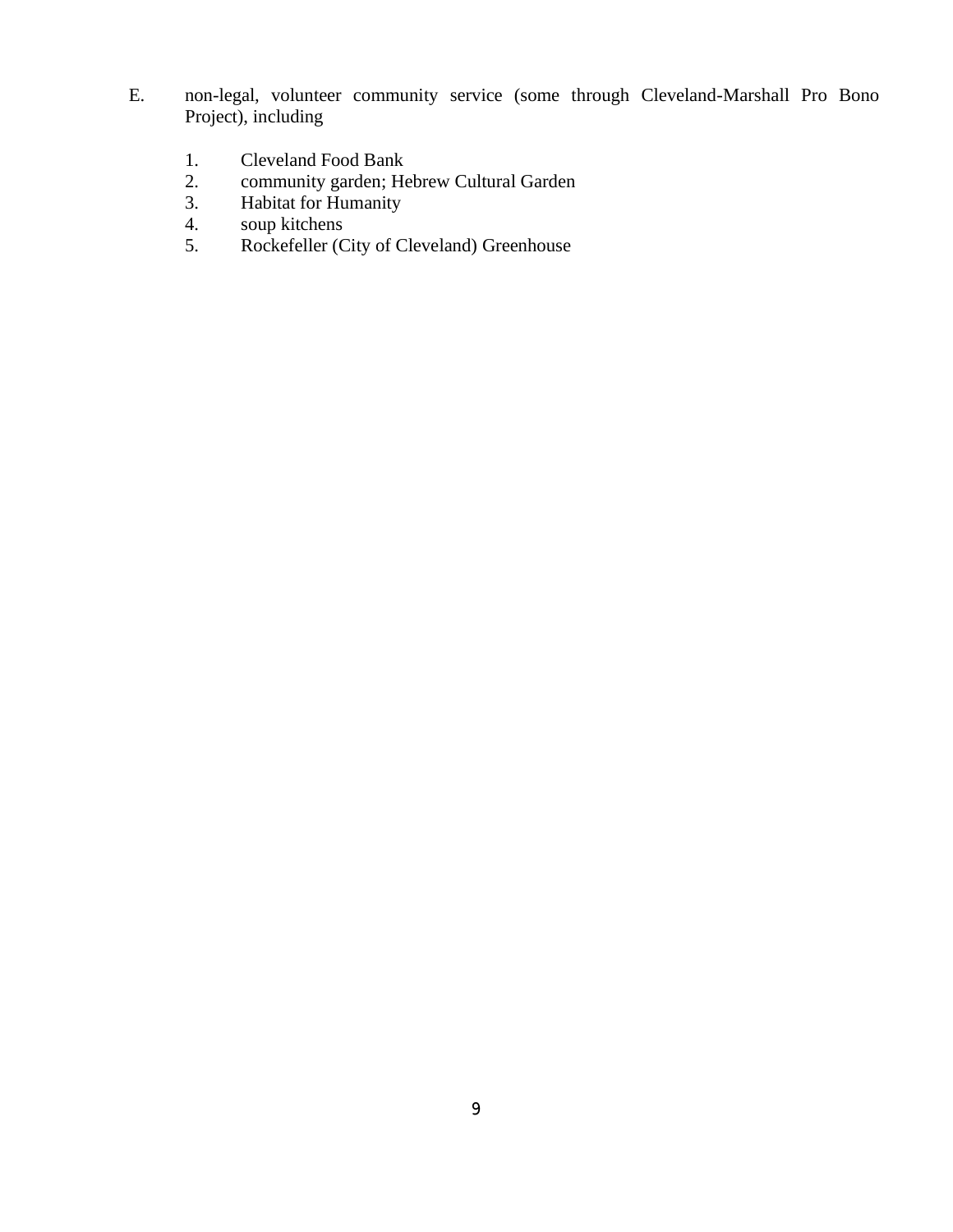E. non-legal, volunteer community service (some through Cleveland-Marshall Pro Bono Project), including

1. Cleveland Food Bank
2. community garden; Hebrew Cultural Garden
3. Habitat for Humanity
4. soup kitchens
5. Rockefeller (City of Cleveland) Greenhouse